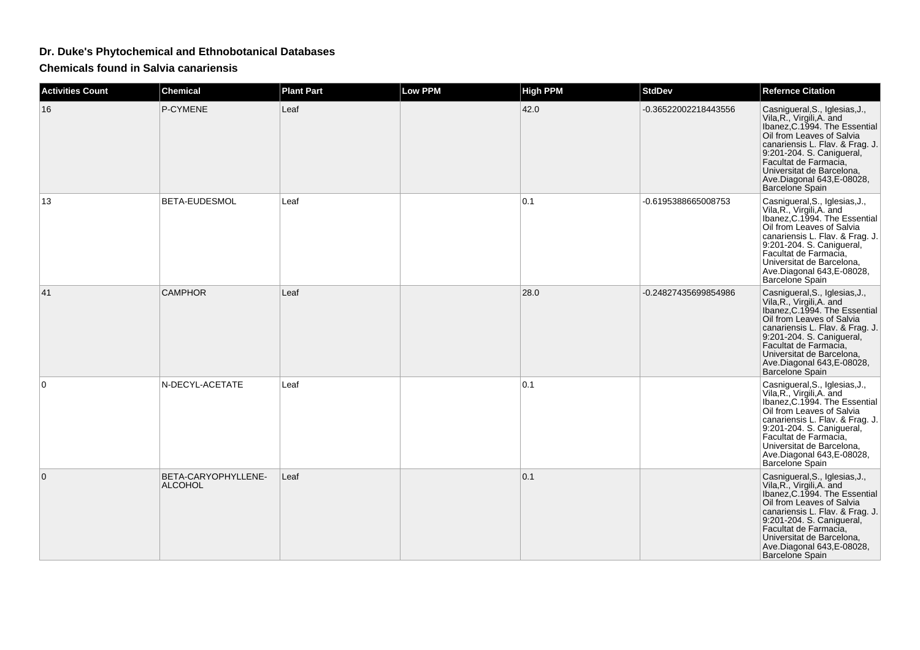# Dr. Duke's Phytochemical and Ethnobotanical Databases

## Chemicals found in Salvia canariensis

| Activities Count | Chemical | Plant Part | Low PPM | High PPM | StdDev | Refernce Citation |
|---|---|---|---|---|---|---|
| 16 | P-CYMENE | Leaf | | 42.0 | -0.36522002218443556 | Casnigueral,S., Iglesias,J., Vila,R., Virgili,A. and Ibanez,C.1994. The Essential Oil from Leaves of Salvia canariensis L. Flav. & Frag. J. 9:201-204. S. Canigueral, Facultat de Farmacia, Universitat de Barcelona, Ave.Diagonal 643,E-08028, Barcelone Spain |
| 13 | BETA-EUDESMOL | Leaf | | 0.1 | -0.6195388665008753 | Casnigueral,S., Iglesias,J., Vila,R., Virgili,A. and Ibanez,C.1994. The Essential Oil from Leaves of Salvia canariensis L. Flav. & Frag. J. 9:201-204. S. Canigueral, Facultat de Farmacia, Universitat de Barcelona, Ave.Diagonal 643,E-08028, Barcelone Spain |
| 41 | CAMPHOR | Leaf | | 28.0 | -0.24827435699854986 | Casnigueral,S., Iglesias,J., Vila,R., Virgili,A. and Ibanez,C.1994. The Essential Oil from Leaves of Salvia canariensis L. Flav. & Frag. J. 9:201-204. S. Canigueral, Facultat de Farmacia, Universitat de Barcelona, Ave.Diagonal 643,E-08028, Barcelone Spain |
| 0 | N-DECYL-ACETATE | Leaf | | 0.1 | | Casnigueral,S., Iglesias,J., Vila,R., Virgili,A. and Ibanez,C.1994. The Essential Oil from Leaves of Salvia canariensis L. Flav. & Frag. J. 9:201-204. S. Canigueral, Facultat de Farmacia, Universitat de Barcelona, Ave.Diagonal 643,E-08028, Barcelone Spain |
| 0 | BETA-CARYOPHYLLENE-ALCOHOL | Leaf | | 0.1 | | Casnigueral,S., Iglesias,J., Vila,R., Virgili,A. and Ibanez,C.1994. The Essential Oil from Leaves of Salvia canariensis L. Flav. & Frag. J. 9:201-204. S. Canigueral, Facultat de Farmacia, Universitat de Barcelona, Ave.Diagonal 643,E-08028, Barcelone Spain |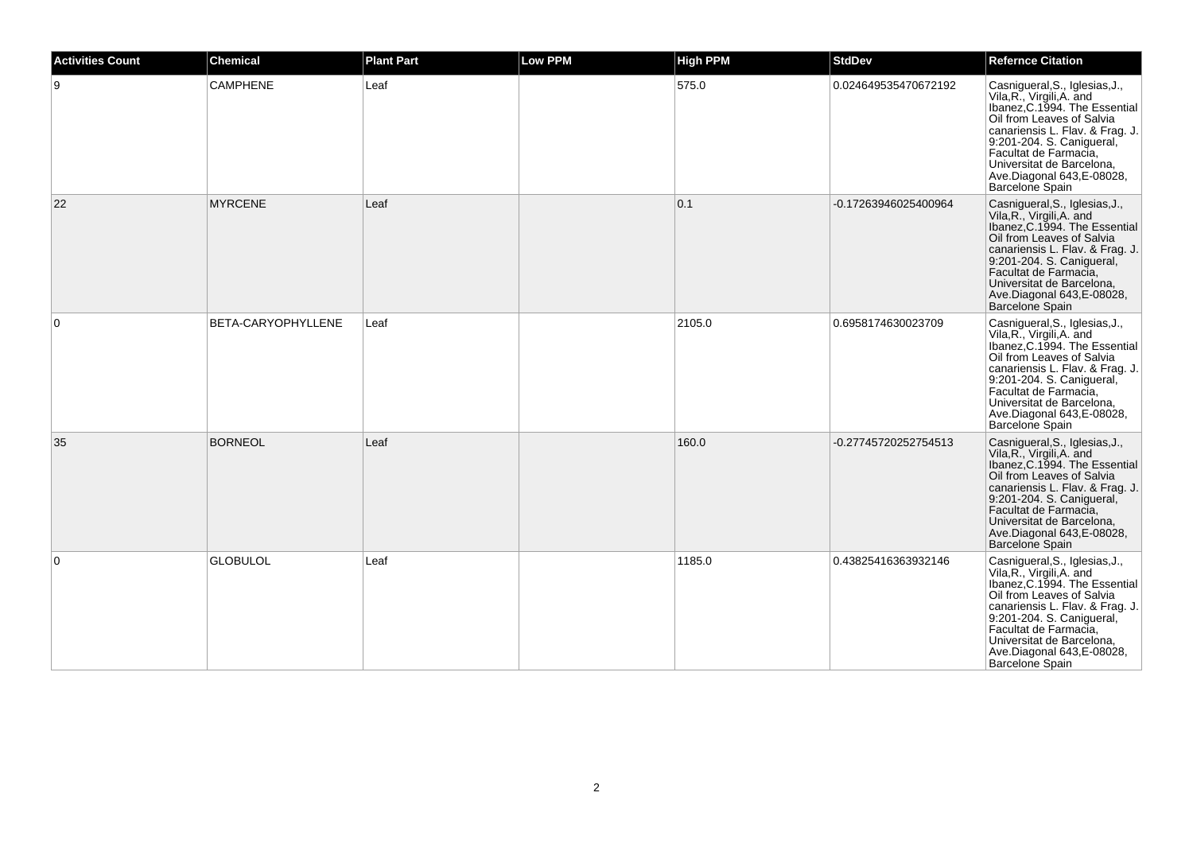| Activities Count | Chemical | Plant Part | Low PPM | High PPM | StdDev | Refernce Citation |
| --- | --- | --- | --- | --- | --- | --- |
| 9 | CAMPHENE | Leaf | | 575.0 | 0.024649535470672192 | Casnigueral,S., Iglesias,J., Vila,R., Virgili,A. and Ibanez,C.1994. The Essential Oil from Leaves of Salvia canariensis L. Flav. & Frag. J. 9:201-204. S. Canigueral, Facultat de Farmacia, Universitat de Barcelona, Ave.Diagonal 643,E-08028, Barcelone Spain |
| 22 | MYRCENE | Leaf | | 0.1 | -0.17263946025400964 | Casnigueral,S., Iglesias,J., Vila,R., Virgili,A. and Ibanez,C.1994. The Essential Oil from Leaves of Salvia canariensis L. Flav. & Frag. J. 9:201-204. S. Canigueral, Facultat de Farmacia, Universitat de Barcelona, Ave.Diagonal 643,E-08028, Barcelone Spain |
| 0 | BETA-CARYOPHYLLENE | Leaf | | 2105.0 | 0.6958174630023709 | Casnigueral,S., Iglesias,J., Vila,R., Virgili,A. and Ibanez,C.1994. The Essential Oil from Leaves of Salvia canariensis L. Flav. & Frag. J. 9:201-204. S. Canigueral, Facultat de Farmacia, Universitat de Barcelona, Ave.Diagonal 643,E-08028, Barcelone Spain |
| 35 | BORNEOL | Leaf | | 160.0 | -0.27745720252754513 | Casnigueral,S., Iglesias,J., Vila,R., Virgili,A. and Ibanez,C.1994. The Essential Oil from Leaves of Salvia canariensis L. Flav. & Frag. J. 9:201-204. S. Canigueral, Facultat de Farmacia, Universitat de Barcelona, Ave.Diagonal 643,E-08028, Barcelone Spain |
| 0 | GLOBULOL | Leaf | | 1185.0 | 0.43825416363932146 | Casnigueral,S., Iglesias,J., Vila,R., Virgili,A. and Ibanez,C.1994. The Essential Oil from Leaves of Salvia canariensis L. Flav. & Frag. J. 9:201-204. S. Canigueral, Facultat de Farmacia, Universitat de Barcelona, Ave.Diagonal 643,E-08028, Barcelone Spain |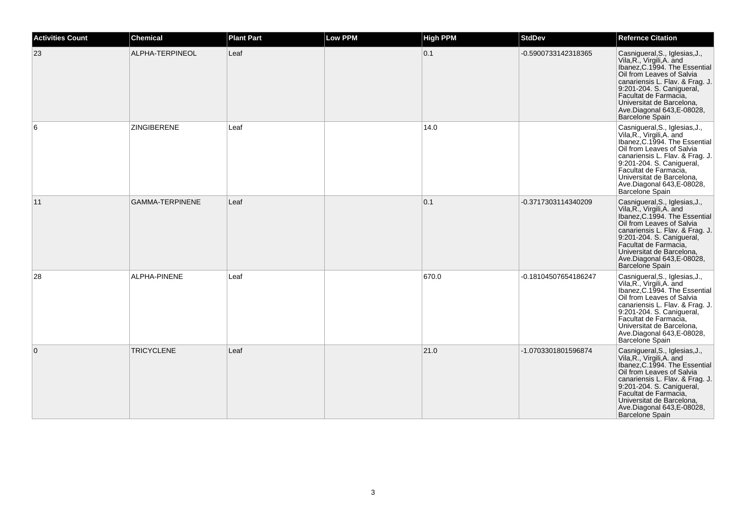| Activities Count | Chemical | Plant Part | Low PPM | High PPM | StdDev | Refernce Citation |
| --- | --- | --- | --- | --- | --- | --- |
| 23 | ALPHA-TERPINEOL | Leaf | | 0.1 | -0.5900733142318365 | Casnigueral,S., Iglesias,J., Vila,R., Virgili,A. and Ibanez,C.1994. The Essential Oil from Leaves of Salvia canariensis L. Flav. & Frag. J. 9:201-204. S. Canigueral, Facultat de Farmacia, Universitat de Barcelona, Ave.Diagonal 643,E-08028, Barcelone Spain |
| 6 | ZINGIBERENE | Leaf | | 14.0 | | Casnigueral,S., Iglesias,J., Vila,R., Virgili,A. and Ibanez,C.1994. The Essential Oil from Leaves of Salvia canariensis L. Flav. & Frag. J. 9:201-204. S. Canigueral, Facultat de Farmacia, Universitat de Barcelona, Ave.Diagonal 643,E-08028, Barcelone Spain |
| 11 | GAMMA-TERPINENE | Leaf | | 0.1 | -0.3717303114340209 | Casnigueral,S., Iglesias,J., Vila,R., Virgili,A. and Ibanez,C.1994. The Essential Oil from Leaves of Salvia canariensis L. Flav. & Frag. J. 9:201-204. S. Canigueral, Facultat de Farmacia, Universitat de Barcelona, Ave.Diagonal 643,E-08028, Barcelone Spain |
| 28 | ALPHA-PINENE | Leaf | | 670.0 | -0.18104507654186247 | Casnigueral,S., Iglesias,J., Vila,R., Virgili,A. and Ibanez,C.1994. The Essential Oil from Leaves of Salvia canariensis L. Flav. & Frag. J. 9:201-204. S. Canigueral, Facultat de Farmacia, Universitat de Barcelona, Ave.Diagonal 643,E-08028, Barcelone Spain |
| 0 | TRICYCLENE | Leaf | | 21.0 | -1.0703301801596874 | Casnigueral,S., Iglesias,J., Vila,R., Virgili,A. and Ibanez,C.1994. The Essential Oil from Leaves of Salvia canariensis L. Flav. & Frag. J. 9:201-204. S. Canigueral, Facultat de Farmacia, Universitat de Barcelona, Ave.Diagonal 643,E-08028, Barcelone Spain |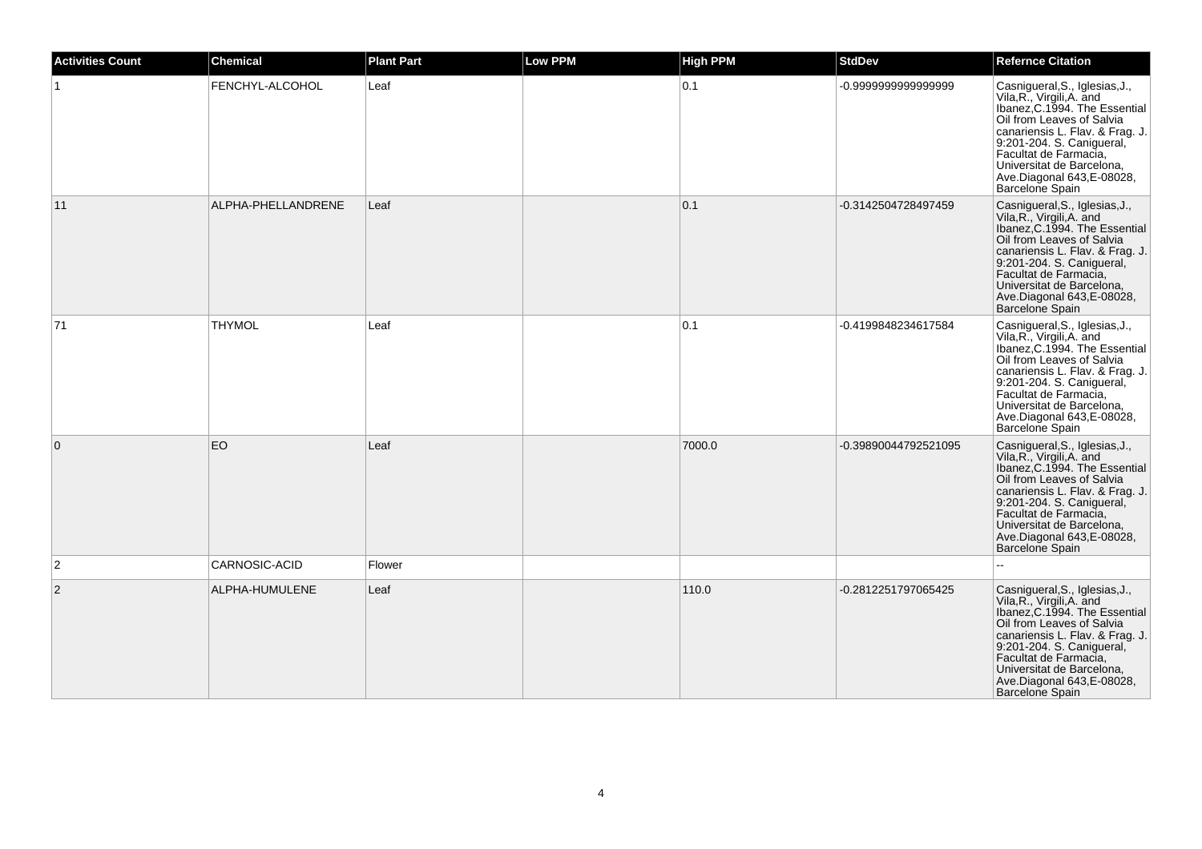| Activities Count | Chemical | Plant Part | Low PPM | High PPM | StdDev | Refernce Citation |
|---|---|---|---|---|---|---|
| 1 | FENCHYL-ALCOHOL | Leaf | | 0.1 | -0.9999999999999999 | Casnigueral,S., Iglesias,J., Vila,R., Virgili,A. and Ibanez,C.1994. The Essential Oil from Leaves of Salvia canariensis L. Flav. & Frag. J. 9:201-204. S. Canigueral, Facultat de Farmacia, Universitat de Barcelona, Ave.Diagonal 643,E-08028, Barcelone Spain |
| 11 | ALPHA-PHELLANDRENE | Leaf | | 0.1 | -0.3142504728497459 | Casnigueral,S., Iglesias,J., Vila,R., Virgili,A. and Ibanez,C.1994. The Essential Oil from Leaves of Salvia canariensis L. Flav. & Frag. J. 9:201-204. S. Canigueral, Facultat de Farmacia, Universitat de Barcelona, Ave.Diagonal 643,E-08028, Barcelone Spain |
| 71 | THYMOL | Leaf | | 0.1 | -0.4199848234617584 | Casnigueral,S., Iglesias,J., Vila,R., Virgili,A. and Ibanez,C.1994. The Essential Oil from Leaves of Salvia canariensis L. Flav. & Frag. J. 9:201-204. S. Canigueral, Facultat de Farmacia, Universitat de Barcelona, Ave.Diagonal 643,E-08028, Barcelone Spain |
| 0 | EO | Leaf | | 7000.0 | -0.39890044792521095 | Casnigueral,S., Iglesias,J., Vila,R., Virgili,A. and Ibanez,C.1994. The Essential Oil from Leaves of Salvia canariensis L. Flav. & Frag. J. 9:201-204. S. Canigueral, Facultat de Farmacia, Universitat de Barcelona, Ave.Diagonal 643,E-08028, Barcelone Spain |
| 2 | CARNOSIC-ACID | Flower | | | | -- |
| 2 | ALPHA-HUMULENE | Leaf | | 110.0 | -0.2812251797065425 | Casnigueral,S., Iglesias,J., Vila,R., Virgili,A. and Ibanez,C.1994. The Essential Oil from Leaves of Salvia canariensis L. Flav. & Frag. J. 9:201-204. S. Canigueral, Facultat de Farmacia, Universitat de Barcelona, Ave.Diagonal 643,E-08028, Barcelone Spain |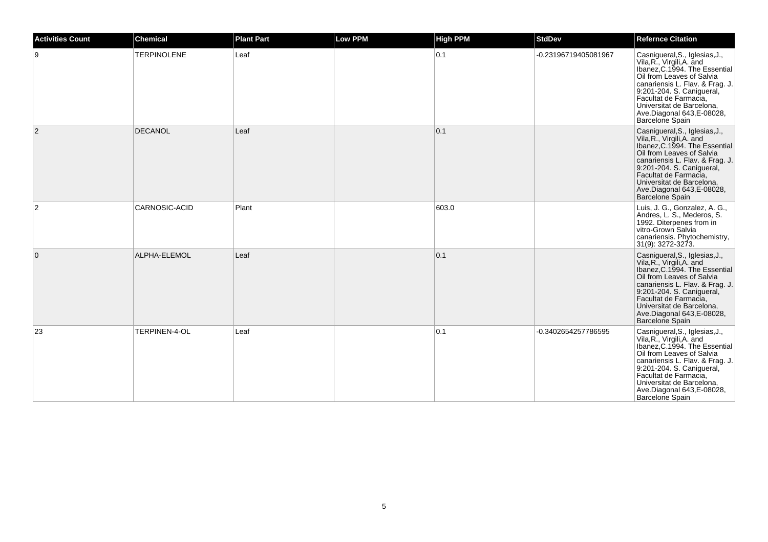| Activities Count | Chemical | Plant Part | Low PPM | High PPM | StdDev | Refernce Citation |
| --- | --- | --- | --- | --- | --- | --- |
| 9 | TERPINOLENE | Leaf | | 0.1 | -0.23196719405081967 | Casnigueral,S., Iglesias,J., Vila,R., Virgili,A. and Ibanez,C.1994. The Essential Oil from Leaves of Salvia canariensis L. Flav. & Frag. J. 9:201-204. S. Canigueral, Facultat de Farmacia, Universitat de Barcelona, Ave.Diagonal 643,E-08028, Barcelone Spain |
| 2 | DECANOL | Leaf | | 0.1 | | Casnigueral,S., Iglesias,J., Vila,R., Virgili,A. and Ibanez,C.1994. The Essential Oil from Leaves of Salvia canariensis L. Flav. & Frag. J. 9:201-204. S. Canigueral, Facultat de Farmacia, Universitat de Barcelona, Ave.Diagonal 643,E-08028, Barcelone Spain |
| 2 | CARNOSIC-ACID | Plant | | 603.0 | | Luis, J. G., Gonzalez, A. G., Andres, L. S., Mederos, S. 1992. Diterpenes from in vitro-Grown Salvia canariensis. Phytochemistry, 31(9): 3272-3273. |
| 0 | ALPHA-ELEMOL | Leaf | | 0.1 | | Casnigueral,S., Iglesias,J., Vila,R., Virgili,A. and Ibanez,C.1994. The Essential Oil from Leaves of Salvia canariensis L. Flav. & Frag. J. 9:201-204. S. Canigueral, Facultat de Farmacia, Universitat de Barcelona, Ave.Diagonal 643,E-08028, Barcelone Spain |
| 23 | TERPINEN-4-OL | Leaf | | 0.1 | -0.3402654257786595 | Casnigueral,S., Iglesias,J., Vila,R., Virgili,A. and Ibanez,C.1994. The Essential Oil from Leaves of Salvia canariensis L. Flav. & Frag. J. 9:201-204. S. Canigueral, Facultat de Farmacia, Universitat de Barcelona, Ave.Diagonal 643,E-08028, Barcelone Spain |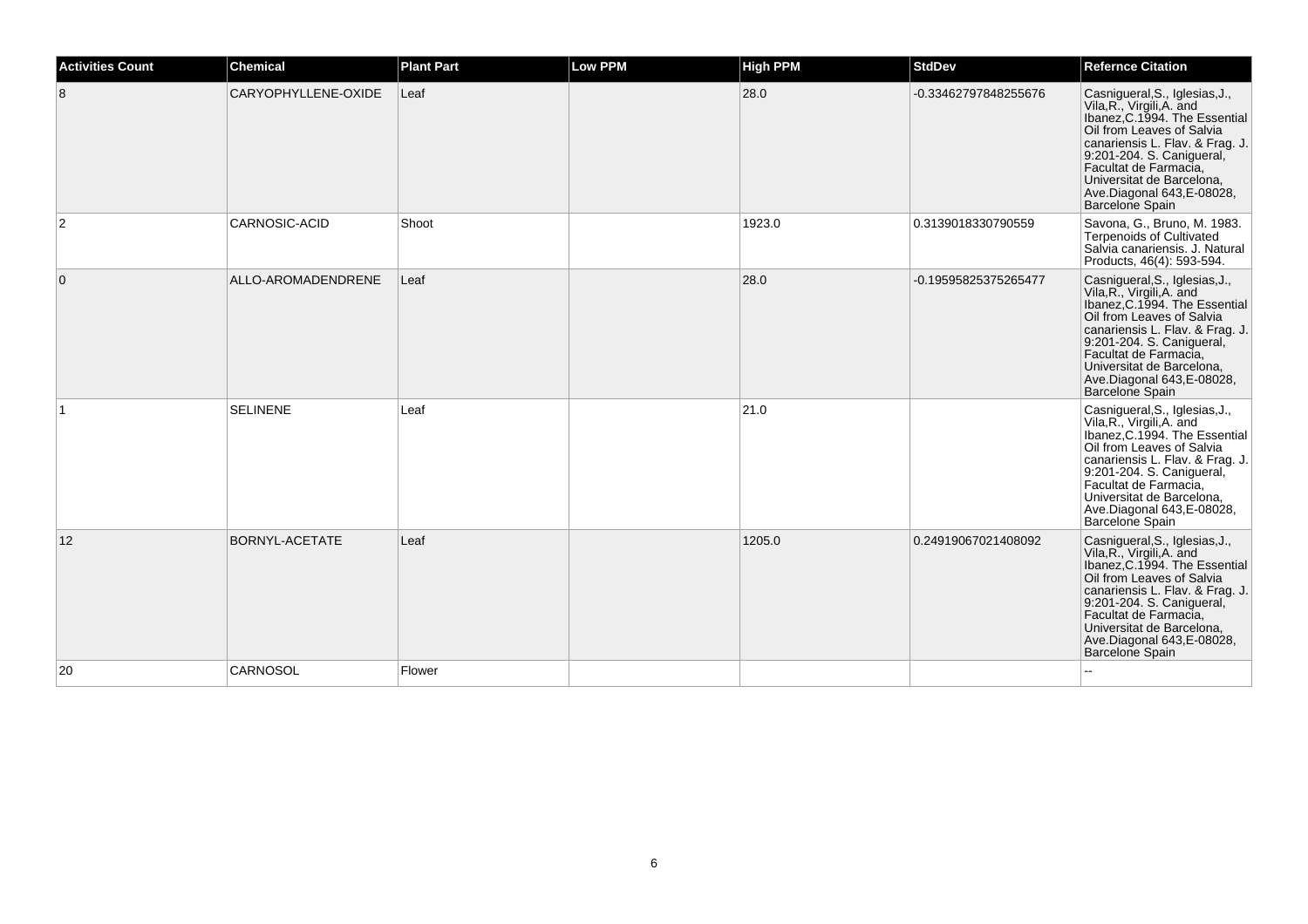| Activities Count | Chemical | Plant Part | Low PPM | High PPM | StdDev | Refernce Citation |
| --- | --- | --- | --- | --- | --- | --- |
| 8 | CARYOPHYLLENE-OXIDE | Leaf | | 28.0 | -0.33462797848255676 | Casnigueral,S., Iglesias,J., Vila,R., Virgili,A. and Ibanez,C.1994. The Essential Oil from Leaves of Salvia canariensis L. Flav. & Frag. J. 9:201-204. S. Canigueral, Facultat de Farmacia, Universitat de Barcelona, Ave.Diagonal 643,E-08028, Barcelone Spain |
| 2 | CARNOSIC-ACID | Shoot | | 1923.0 | 0.3139018330790559 | Savona, G., Bruno, M. 1983. Terpenoids of Cultivated Salvia canariensis. J. Natural Products, 46(4): 593-594. |
| 0 | ALLO-AROMADENDRENE | Leaf | | 28.0 | -0.19595825375265477 | Casnigueral,S., Iglesias,J., Vila,R., Virgili,A. and Ibanez,C.1994. The Essential Oil from Leaves of Salvia canariensis L. Flav. & Frag. J. 9:201-204. S. Canigueral, Facultat de Farmacia, Universitat de Barcelona, Ave.Diagonal 643,E-08028, Barcelone Spain |
| 1 | SELINENE | Leaf | | 21.0 | | Casnigueral,S., Iglesias,J., Vila,R., Virgili,A. and Ibanez,C.1994. The Essential Oil from Leaves of Salvia canariensis L. Flav. & Frag. J. 9:201-204. S. Canigueral, Facultat de Farmacia, Universitat de Barcelona, Ave.Diagonal 643,E-08028, Barcelone Spain |
| 12 | BORNYL-ACETATE | Leaf | | 1205.0 | 0.24919067021408092 | Casnigueral,S., Iglesias,J., Vila,R., Virgili,A. and Ibanez,C.1994. The Essential Oil from Leaves of Salvia canariensis L. Flav. & Frag. J. 9:201-204. S. Canigueral, Facultat de Farmacia, Universitat de Barcelona, Ave.Diagonal 643,E-08028, Barcelone Spain |
| 20 | CARNOSOL | Flower | | | | -- |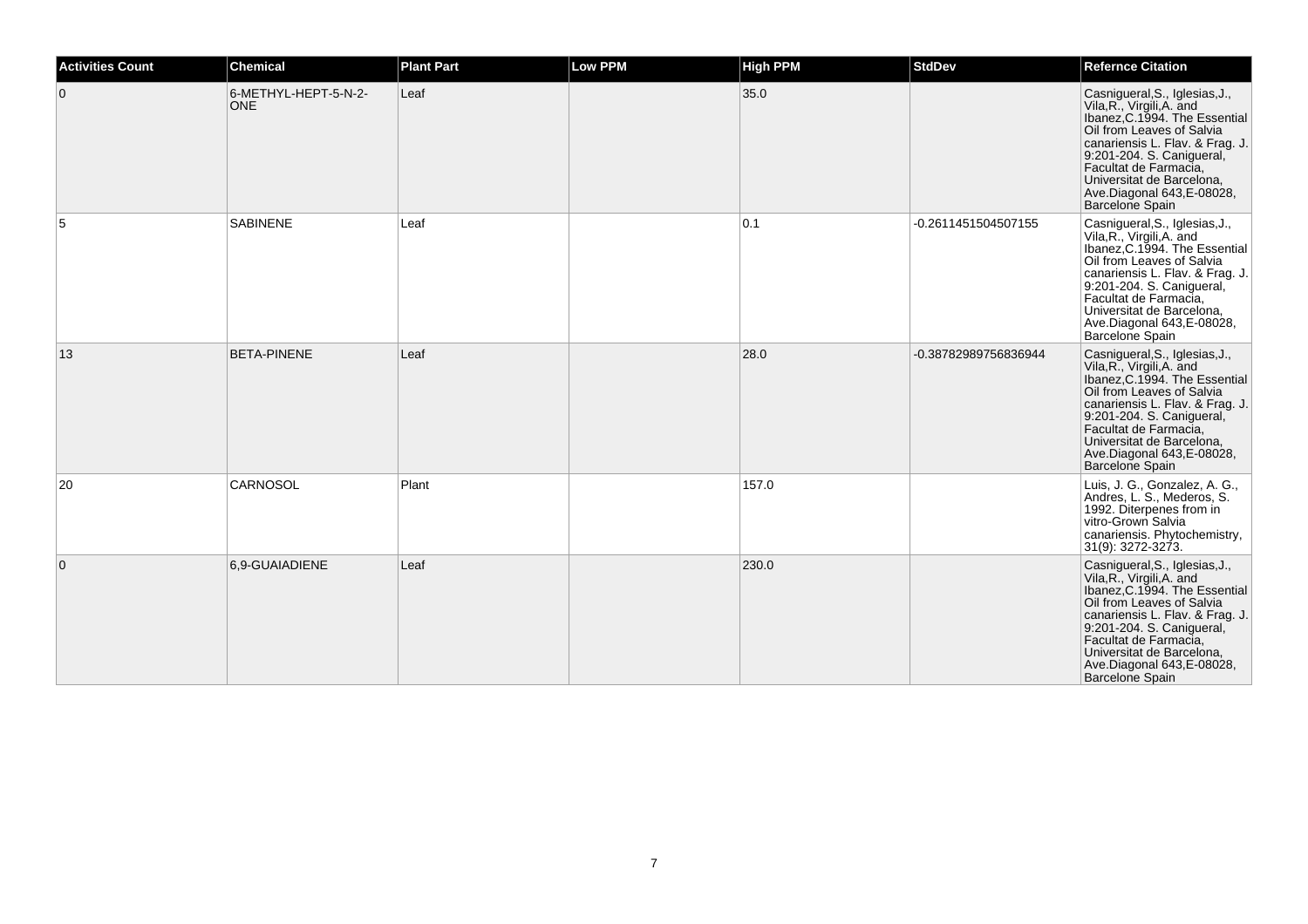| Activities Count | Chemical | Plant Part | Low PPM | High PPM | StdDev | Refernce Citation |
| --- | --- | --- | --- | --- | --- | --- |
| 0 | 6-METHYL-HEPT-5-N-2-ONE | Leaf | | 35.0 | | Casnigueral,S., Iglesias,J., Vila,R., Virgili,A. and Ibanez,C.1994. The Essential Oil from Leaves of Salvia canariensis L. Flav. & Frag. J. 9:201-204. S. Canigueral, Facultat de Farmacia, Universitat de Barcelona, Ave.Diagonal 643,E-08028, Barcelone Spain |
| 5 | SABINENE | Leaf | | 0.1 | -0.2611451504507155 | Casnigueral,S., Iglesias,J., Vila,R., Virgili,A. and Ibanez,C.1994. The Essential Oil from Leaves of Salvia canariensis L. Flav. & Frag. J. 9:201-204. S. Canigueral, Facultat de Farmacia, Universitat de Barcelona, Ave.Diagonal 643,E-08028, Barcelone Spain |
| 13 | BETA-PINENE | Leaf | | 28.0 | -0.38782989756836944 | Casnigueral,S., Iglesias,J., Vila,R., Virgili,A. and Ibanez,C.1994. The Essential Oil from Leaves of Salvia canariensis L. Flav. & Frag. J. 9:201-204. S. Canigueral, Facultat de Farmacia, Universitat de Barcelona, Ave.Diagonal 643,E-08028, Barcelone Spain |
| 20 | CARNOSOL | Plant | | 157.0 | | Luis, J. G., Gonzalez, A. G., Andres, L. S., Mederos, S. 1992. Diterpenes from in vitro-Grown Salvia canariensis. Phytochemistry, 31(9): 3272-3273. |
| 0 | 6,9-GUAIADIENE | Leaf | | 230.0 | | Casnigueral,S., Iglesias,J., Vila,R., Virgili,A. and Ibanez,C.1994. The Essential Oil from Leaves of Salvia canariensis L. Flav. & Frag. J. 9:201-204. S. Canigueral, Facultat de Farmacia, Universitat de Barcelona, Ave.Diagonal 643,E-08028, Barcelone Spain |